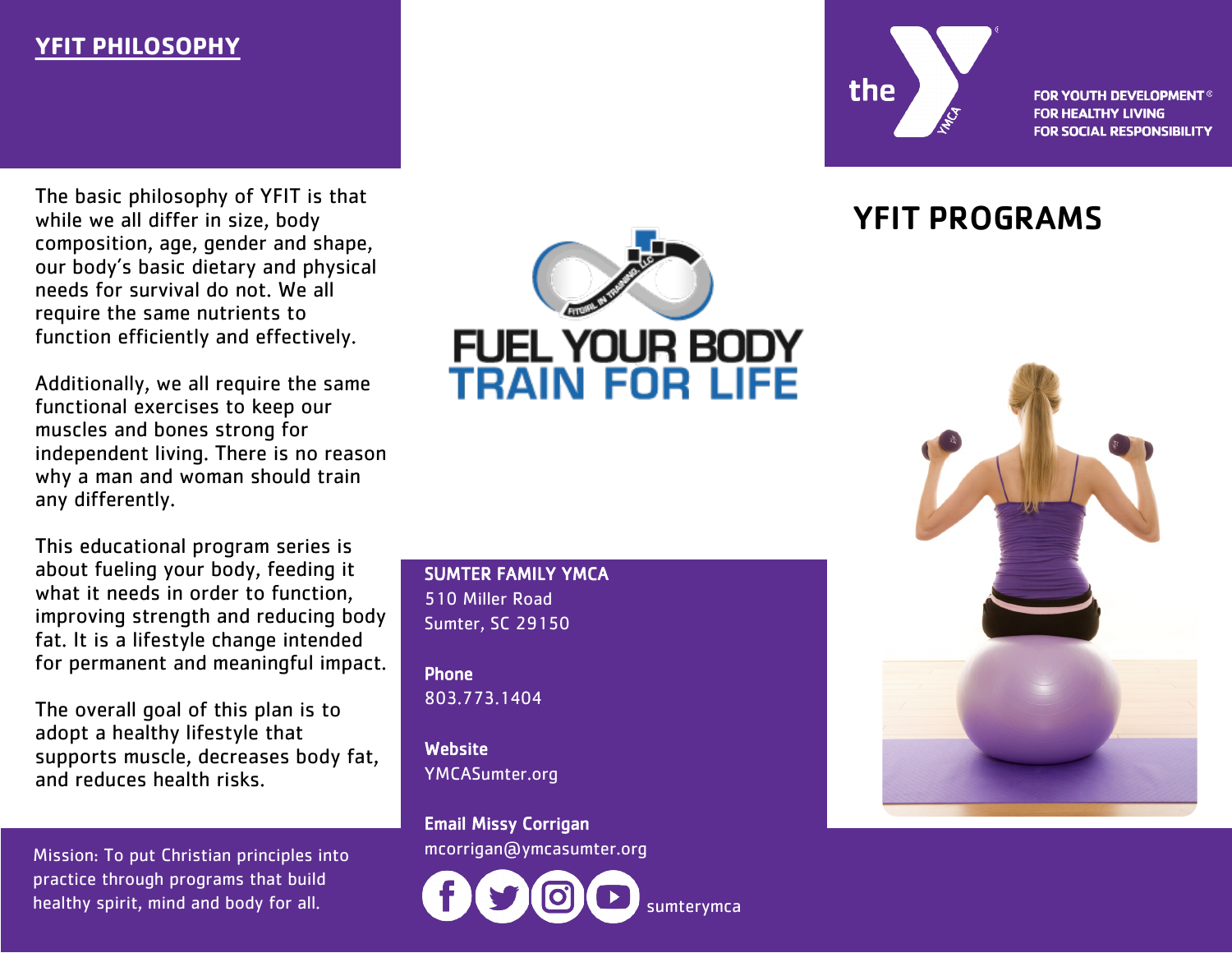## YFIT PHILOSOPHY

The basic philosophy of YFIT is that while we all differ in size, body composition, age, gender and shape, our body's basic dietary and physical needs for survival do not. We all require the same nutrients to function efficiently and effectively.

Additionally, we all require the same functional exercises to keep our muscles and bones strong for independent living. There is no reason why a man and woman should train any differently.

This educational program series is about fueling your body, feeding it what it needs in order to function, improving strength and reducing body fat. It is a lifestyle change intended for permanent and meaningful impact.

The overall goal of this plan is to adopt a healthy lifestyle that supports muscle, decreases body fat, and reduces health risks.

Mission: To put Christian principles into practice through programs that build healthy spirit, mind and body for all.

FUEL YOUR BODY
TRAIN FOR LIFE

**SUMTER FAMILY YMCA**
510 Miller Road
Sumter, SC 29150

**Phone**
803.773.1404

**Website**
YMCASumter.org

**Email Missy Corrigan**
mcorrigan@ymcasumter.org

sumterymca

the YMCA

FOR YOUTH DEVELOPMENT®
FOR HEALTHY LIVING
FOR SOCIAL RESPONSIBILITY

# YFIT PROGRAMS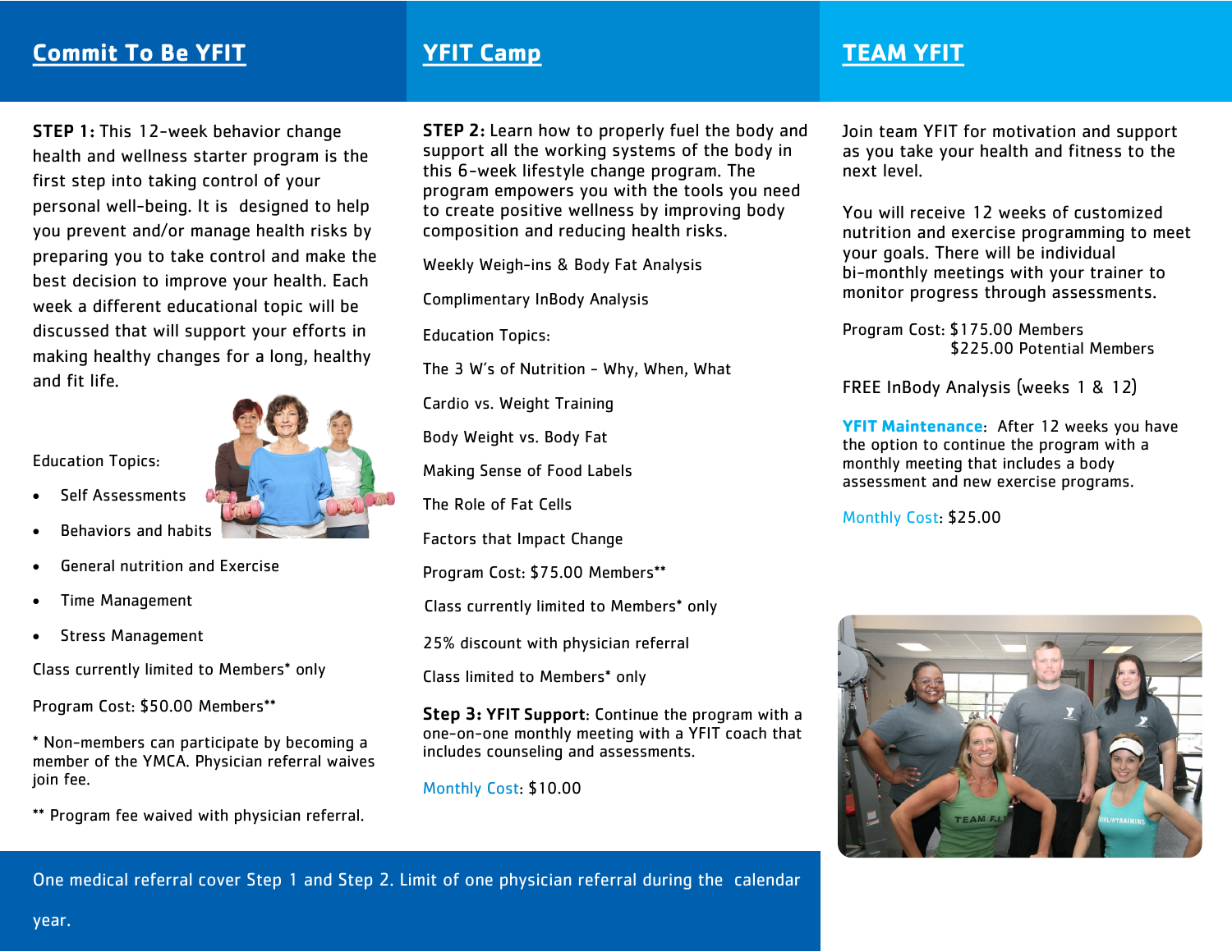## Commit To Be YFIT

**STEP 1:** This 12-week behavior change health and wellness starter program is the first step into taking control of your personal well-being. It is designed to help you prevent and/or manage health risks by preparing you to take control and make the best decision to improve your health. Each week a different educational topic will be discussed that will support your efforts in making healthy changes for a long, healthy and fit life.

Education Topics:

- Self Assessments
- Behaviors and habits
- General nutrition and Exercise
- Time Management
- Stress Management

Class currently limited to Members* only

Program Cost: $50.00 Members**

* Non-members can participate by becoming a member of the YMCA. Physician referral waives join fee.

** Program fee waived with physician referral.

## YFIT Camp

**STEP 2:** Learn how to properly fuel the body and support all the working systems of the body in this 6-week lifestyle change program. The program empowers you with the tools you need to create positive wellness by improving body composition and reducing health risks.

Weekly Weigh-ins & Body Fat Analysis

Complimentary InBody Analysis

Education Topics:

The 3 W's of Nutrition - Why, When, What

Cardio vs. Weight Training

Body Weight vs. Body Fat

Making Sense of Food Labels

The Role of Fat Cells

Factors that Impact Change

Program Cost: $75.00 Members**

Class currently limited to Members* only

25% discount with physician referral

Class limited to Members* only

**Step 3: YFIT Support**: Continue the program with a one-on-one monthly meeting with a YFIT coach that includes counseling and assessments.

Monthly Cost: $10.00

One medical referral cover Step 1 and Step 2. Limit of one physician referral during the calendar year.

## TEAM YFIT

Join team YFIT for motivation and support as you take your health and fitness to the next level.

You will receive 12 weeks of customized nutrition and exercise programming to meet your goals. There will be individual bi-monthly meetings with your trainer to monitor progress through assessments.

Program Cost: $175.00 Members
$225.00 Potential Members

FREE InBody Analysis (weeks 1 & 12)

**YFIT Maintenance**: After 12 weeks you have the option to continue the program with a monthly meeting that includes a body assessment and new exercise programs.

Monthly Cost: $25.00